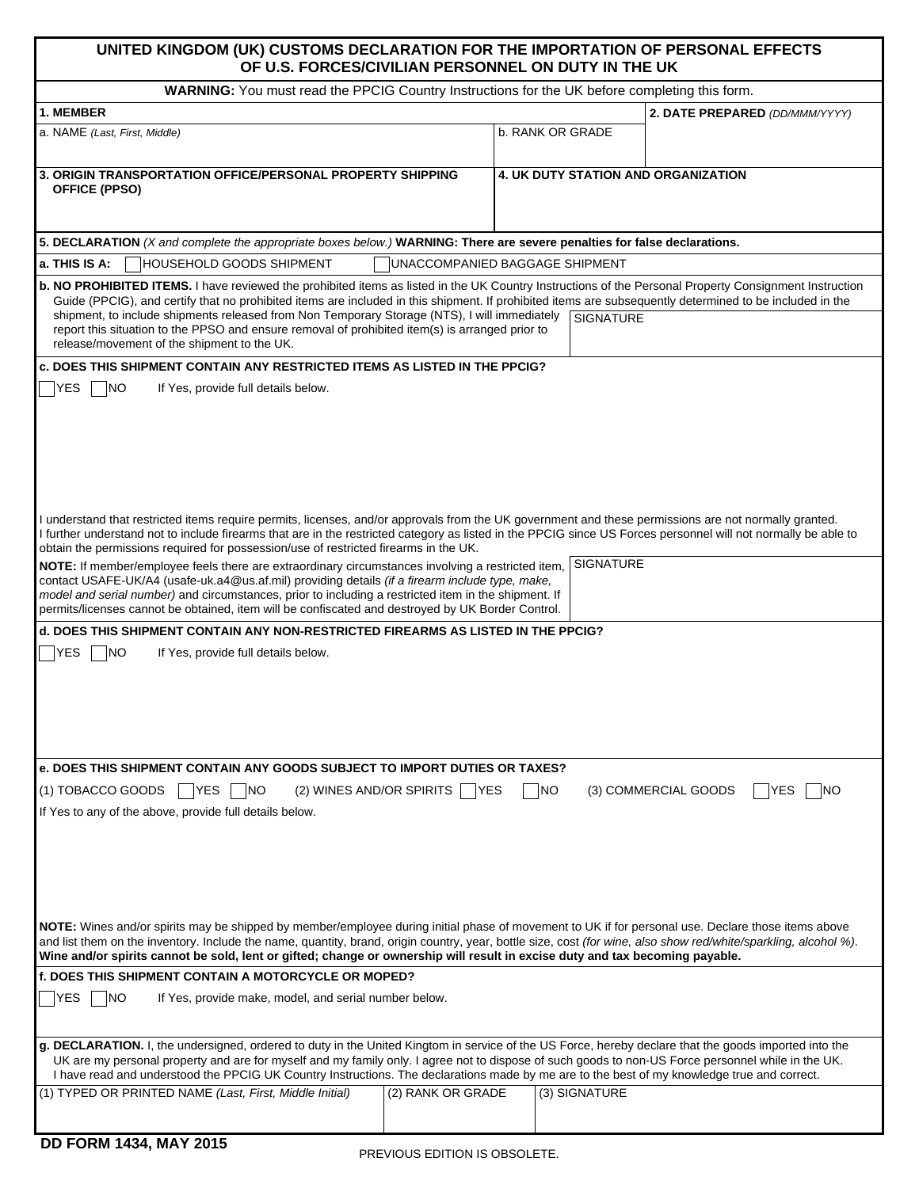# UNITED KINGDOM (UK) CUSTOMS DECLARATION FOR THE IMPORTATION OF PERSONAL EFFECTS OF U.S. FORCES/CIVILIAN PERSONNEL ON DUTY IN THE UK

**WARNING:** You must read the PPCIG Country Instructions for the UK before completing this form.

| **1. MEMBER** | | **2. DATE PREPARED** *(DD/MMM/YYYY)* |
|---|---|---|
| a. NAME *(Last, First, Middle)* | b. RANK OR GRADE | |

| **3. ORIGIN TRANSPORTATION OFFICE/PERSONAL PROPERTY SHIPPING OFFICE (PPSO)** | **4. UK DUTY STATION AND ORGANIZATION** |
|---|---|
| | |

**5. DECLARATION** *(X and complete the appropriate boxes below.)* **WARNING: There are severe penalties for false declarations.**

**a. THIS IS A:** ☐ HOUSEHOLD GOODS SHIPMENT ☐ UNACCOMPANIED BAGGAGE SHIPMENT

**b. NO PROHIBITED ITEMS.** I have reviewed the prohibited items as listed in the UK Country Instructions of the Personal Property Consignment Instruction Guide (PPCIG), and certify that no prohibited items are included in this shipment. If prohibited items are subsequently determined to be included in the shipment, to include shipments released from Non Temporary Storage (NTS), I will immediately report this situation to the PPSO and ensure removal of prohibited item(s) is arranged prior to release/movement of the shipment to the UK.

SIGNATURE

**c. DOES THIS SHIPMENT CONTAIN ANY RESTRICTED ITEMS AS LISTED IN THE PPCIG?**

☐ YES ☐ NO If Yes, provide full details below.

I understand that restricted items require permits, licenses, and/or approvals from the UK government and these permissions are not normally granted. I further understand not to include firearms that are in the restricted category as listed in the PPCIG since US Forces personnel will not normally be able to obtain the permissions required for possession/use of restricted firearms in the UK.

**NOTE:** If member/employee feels there are extraordinary circumstances involving a restricted item, contact USAFE-UK/A4 (usafe-uk.a4@us.af.mil) providing details *(if a firearm include type, make, model and serial number)* and circumstances, prior to including a restricted item in the shipment. If permits/licenses cannot be obtained, item will be confiscated and destroyed by UK Border Control.

SIGNATURE

**d. DOES THIS SHIPMENT CONTAIN ANY NON-RESTRICTED FIREARMS AS LISTED IN THE PPCIG?**

☐ YES ☐ NO If Yes, provide full details below.

**e. DOES THIS SHIPMENT CONTAIN ANY GOODS SUBJECT TO IMPORT DUTIES OR TAXES?**

(1) TOBACCO GOODS ☐ YES ☐ NO (2) WINES AND/OR SPIRITS ☐ YES ☐ NO (3) COMMERCIAL GOODS ☐ YES ☐ NO

If Yes to any of the above, provide full details below.

**NOTE:** Wines and/or spirits may be shipped by member/employee during initial phase of movement to UK if for personal use. Declare those items above and list them on the inventory. Include the name, quantity, brand, origin country, year, bottle size, cost *(for wine, also show red/white/sparkling, alcohol %)*. **Wine and/or spirits cannot be sold, lent or gifted; change or ownership will result in excise duty and tax becoming payable.**

**f. DOES THIS SHIPMENT CONTAIN A MOTORCYCLE OR MOPED?**

☐ YES ☐ NO If Yes, provide make, model, and serial number below.

**g. DECLARATION.** I, the undersigned, ordered to duty in the United Kingtom in service of the US Force, hereby declare that the goods imported into the UK are my personal property and are for myself and my family only. I agree not to dispose of such goods to non-US Force personnel while in the UK. I have read and understood the PPCIG UK Country Instructions. The declarations made by me are to the best of my knowledge true and correct.

| (1) TYPED OR PRINTED NAME *(Last, First, Middle Initial)* | (2) RANK OR GRADE | (3) SIGNATURE |
|---|---|---|
| | | |

**DD FORM 1434, MAY 2015** PREVIOUS EDITION IS OBSOLETE.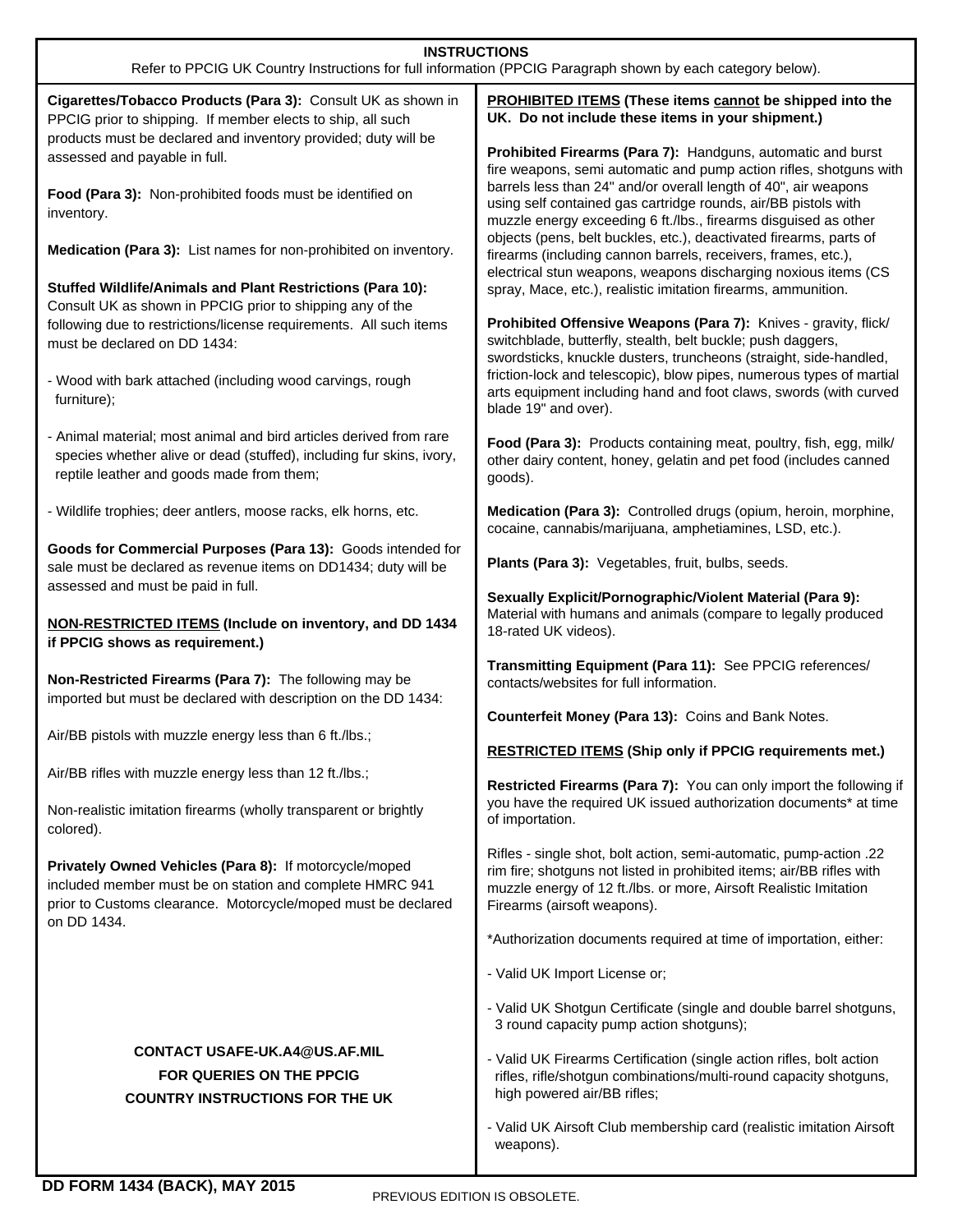## INSTRUCTIONS

Refer to PPCIG UK Country Instructions for full information (PPCIG Paragraph shown by each category below).

**Cigarettes/Tobacco Products (Para 3):** Consult UK as shown in PPCIG prior to shipping. If member elects to ship, all such products must be declared and inventory provided; duty will be assessed and payable in full.

**Food (Para 3):** Non-prohibited foods must be identified on inventory.

**Medication (Para 3):** List names for non-prohibited on inventory.

**Stuffed Wildlife/Animals and Plant Restrictions (Para 10):** Consult UK as shown in PPCIG prior to shipping any of the following due to restrictions/license requirements. All such items must be declared on DD 1434:

- Wood with bark attached (including wood carvings, rough furniture);
- Animal material; most animal and bird articles derived from rare species whether alive or dead (stuffed), including fur skins, ivory, reptile leather and goods made from them;
- Wildlife trophies; deer antlers, moose racks, elk horns, etc.

**Goods for Commercial Purposes (Para 13):** Goods intended for sale must be declared as revenue items on DD1434; duty will be assessed and must be paid in full.

**NON-RESTRICTED ITEMS (Include on inventory, and DD 1434 if PPCIG shows as requirement.)**

**Non-Restricted Firearms (Para 7):** The following may be imported but must be declared with description on the DD 1434:

Air/BB pistols with muzzle energy less than 6 ft./lbs.;

Air/BB rifles with muzzle energy less than 12 ft./lbs.;

Non-realistic imitation firearms (wholly transparent or brightly colored).

**Privately Owned Vehicles (Para 8):** If motorcycle/moped included member must be on station and complete HMRC 941 prior to Customs clearance. Motorcycle/moped must be declared on DD 1434.

**CONTACT USAFE-UK.A4@US.AF.MIL FOR QUERIES ON THE PPCIG COUNTRY INSTRUCTIONS FOR THE UK**

**PROHIBITED ITEMS (These items cannot be shipped into the UK. Do not include these items in your shipment.)**

**Prohibited Firearms (Para 7):** Handguns, automatic and burst fire weapons, semi automatic and pump action rifles, shotguns with barrels less than 24" and/or overall length of 40", air weapons using self contained gas cartridge rounds, air/BB pistols with muzzle energy exceeding 6 ft./lbs., firearms disguised as other objects (pens, belt buckles, etc.), deactivated firearms, parts of firearms (including cannon barrels, receivers, frames, etc.), electrical stun weapons, weapons discharging noxious items (CS spray, Mace, etc.), realistic imitation firearms, ammunition.

**Prohibited Offensive Weapons (Para 7):** Knives - gravity, flick/switchblade, butterfly, stealth, belt buckle; push daggers, swordsticks, knuckle dusters, truncheons (straight, side-handled, friction-lock and telescopic), blow pipes, numerous types of martial arts equipment including hand and foot claws, swords (with curved blade 19" and over).

**Food (Para 3):** Products containing meat, poultry, fish, egg, milk/other dairy content, honey, gelatin and pet food (includes canned goods).

**Medication (Para 3):** Controlled drugs (opium, heroin, morphine, cocaine, cannabis/marijuana, amphetiamines, LSD, etc.).

**Plants (Para 3):** Vegetables, fruit, bulbs, seeds.

**Sexually Explicit/Pornographic/Violent Material (Para 9):** Material with humans and animals (compare to legally produced 18-rated UK videos).

**Transmitting Equipment (Para 11):** See PPCIG references/contacts/websites for full information.

**Counterfeit Money (Para 13):** Coins and Bank Notes.

**RESTRICTED ITEMS (Ship only if PPCIG requirements met.)**

**Restricted Firearms (Para 7):** You can only import the following if you have the required UK issued authorization documents* at time of importation.

Rifles - single shot, bolt action, semi-automatic, pump-action .22 rim fire; shotguns not listed in prohibited items; air/BB rifles with muzzle energy of 12 ft./lbs. or more, Airsoft Realistic Imitation Firearms (airsoft weapons).

*Authorization documents required at time of importation, either:

- Valid UK Import License or;
- Valid UK Shotgun Certificate (single and double barrel shotguns, 3 round capacity pump action shotguns);
- Valid UK Firearms Certification (single action rifles, bolt action rifles, rifle/shotgun combinations/multi-round capacity shotguns, high powered air/BB rifles;
- Valid UK Airsoft Club membership card (realistic imitation Airsoft weapons).

**DD FORM 1434 (BACK), MAY 2015**

PREVIOUS EDITION IS OBSOLETE.